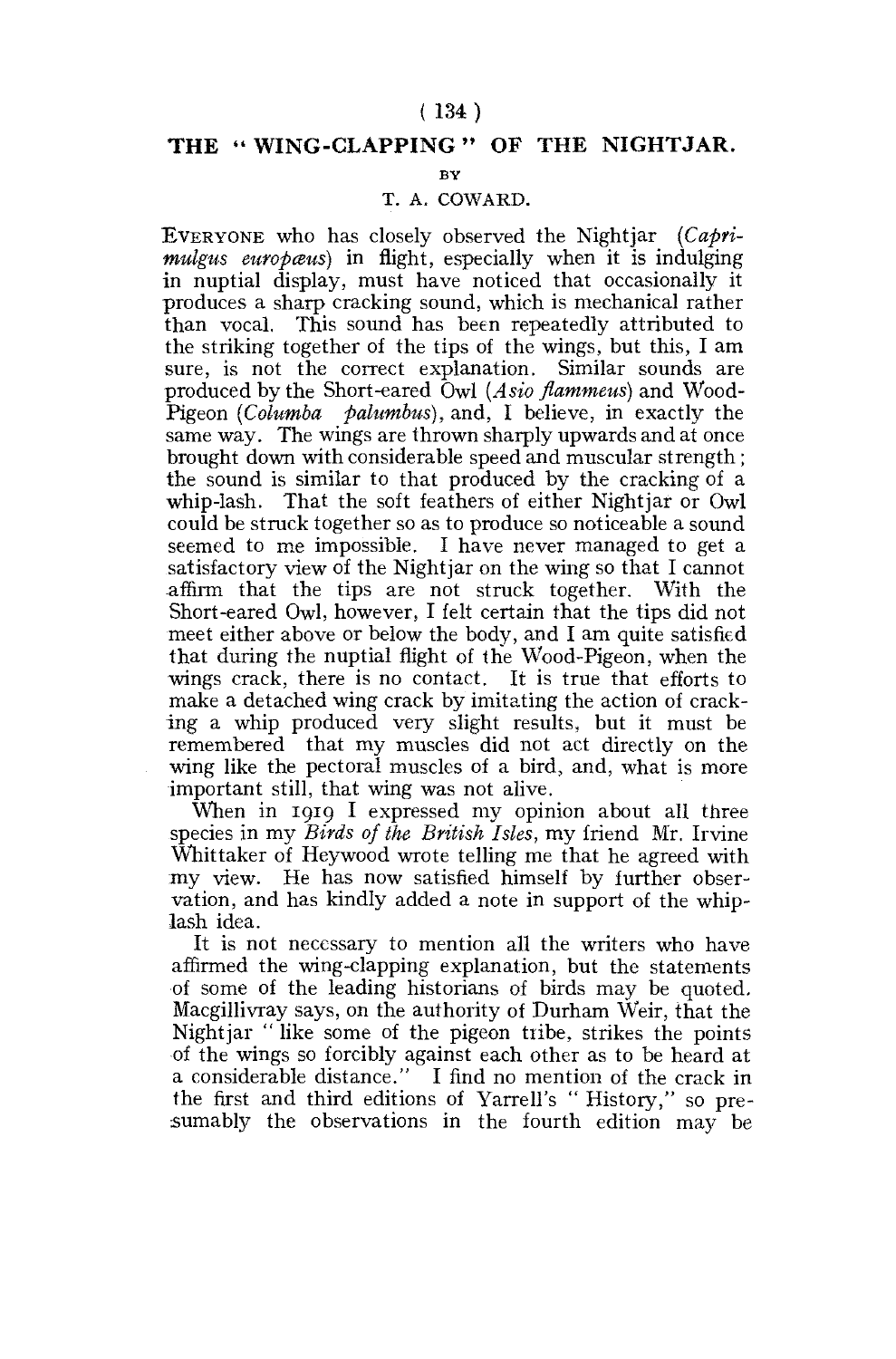# THE "WING-CLAPPING" OF THE NIGHTJAR.

BY

T. A. COWARD.

EVERYONE who has closely observed the Nightjar (*Caprimulgus europæus*) in flight, especially when it is indulging in nuptial display, must have noticed that occasionally it produces a sharp cracking sound, which is mechanical rather than vocal. This sound has been repeatedly attributed to the striking together of the tips of the wings, but this, I am sure, is not the correct explanation. Similar sounds are produced by the Short-eared Owl (*Asio flammeus*) and Wood-Pigeon (*Columba palumbus*), and, I believe, in exactly the same way. The wings are thrown sharply upwards and at once brought down with considerable speed and muscular strength; the sound is similar to that produced by the cracking of a whip-lash. That the soft feathers of either Nightjar or Owl could be struck together so as to produce so noticeable a sound seemed to me impossible. I have never managed to get a satisfactory view of the Nightjar on the wing so that I cannot affirm that the tips are not struck together. With the Short-eared Owl, however, I felt certain that the tips did not meet either above or below the body, and I am quite satisfied that during the nuptial flight of the Wood-Pigeon, when the wings crack, there is no contact. It is true that efforts to make a detached wing crack by imitating the action of cracking a whip produced very slight results, but it must be remembered that my muscles did not act directly on the wing like the pectoral muscles of a bird, and, what is more important still, that wing was not alive.

When in 1919 I expressed my opinion about all three species in my *Birds of the British Isles*, my friend Mr. Irvine Whittaker of Heywood wrote telling me that he agreed with my view. He has now satisfied himself by further observation, and has kindly added a note in support of the whip-lash idea.

It is not necessary to mention all the writers who have affirmed the wing-clapping explanation, but the statements of some of the leading historians of birds may be quoted. Macgillivray says, on the authority of Durham Weir, that the Nightjar "like some of the pigeon tribe, strikes the points of the wings so forcibly against each other as to be heard at a considerable distance." I find no mention of the crack in the first and third editions of Yarrell's "History," so presumably the observations in the fourth edition may be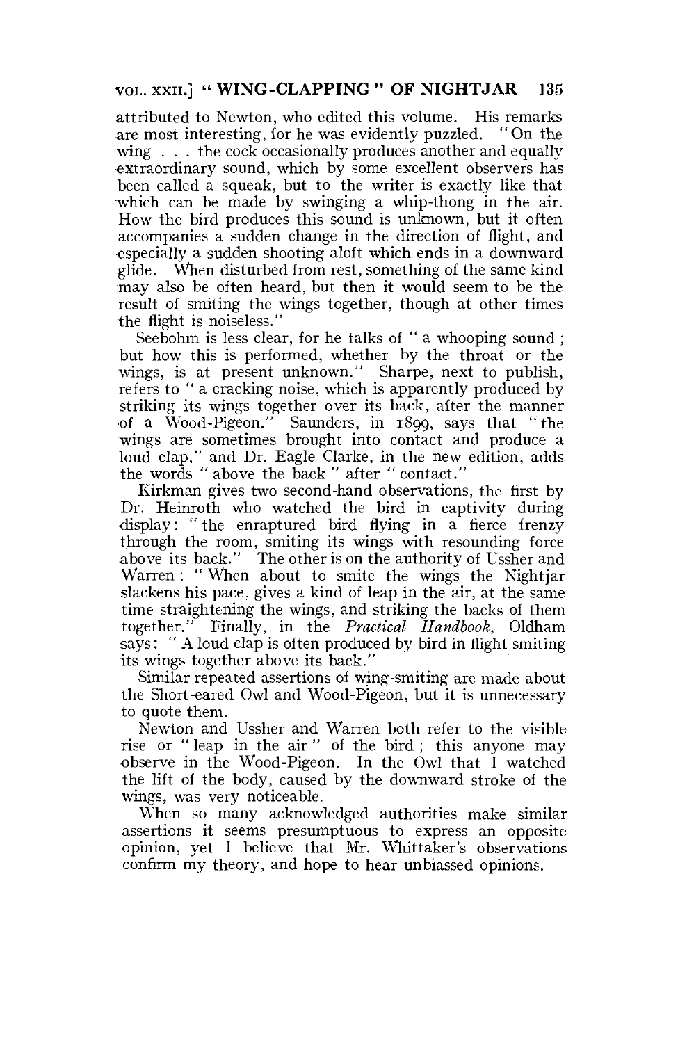attributed to Newton, who edited this volume. His remarks are most interesting, for he was evidently puzzled. "On the wing . . . the cock occasionally produces another and equally extraordinary sound, which by some excellent observers has been called a squeak, but to the writer is exactly like that which can be made by swinging a whip-thong in the air. How the bird produces this sound is unknown, but it often accompanies a sudden change in the direction of flight, and especially a sudden shooting aloft which ends in a downward glide. When disturbed from rest, something of the same kind may also be often heard, but then it would seem to be the result of smiting the wings together, though at other times the flight is noiseless."

Seebohm is less clear, for he talks of "a whooping sound; but how this is performed, whether by the throat or the wings, is at present unknown." Sharpe, next to publish, refers to "a cracking noise, which is apparently produced by striking its wings together over its back, after the manner of a Wood-Pigeon." Saunders, in 1899, says that "the wings are sometimes brought into contact and produce a loud clap," and Dr. Eagle Clarke, in the new edition, adds the words "above the back" after "contact."

Kirkman gives two second-hand observations, the first by Dr. Heinroth who watched the bird in captivity during display: "the enraptured bird flying in a fierce frenzy through the room, smiting its wings with resounding force above its back." The other is on the authority of Ussher and Warren: "When about to smite the wings the Nightjar slackens his pace, gives a kind of leap in the air, at the same time straightening the wings, and striking the backs of them together." Finally, in the *Practical Handbook*, Oldham says: "A loud clap is often produced by bird in flight smiting its wings together above its back."

Similar repeated assertions of wing-smiting are made about the Short-eared Owl and Wood-Pigeon, but it is unnecessary to quote them.

Newton and Ussher and Warren both refer to the visible rise or "leap in the air" of the bird; this anyone may observe in the Wood-Pigeon. In the Owl that I watched the lift of the body, caused by the downward stroke of the wings, was very noticeable.

When so many acknowledged authorities make similar assertions it seems presumptuous to express an opposite opinion, yet I believe that Mr. Whittaker's observations confirm my theory, and hope to hear unbiassed opinions.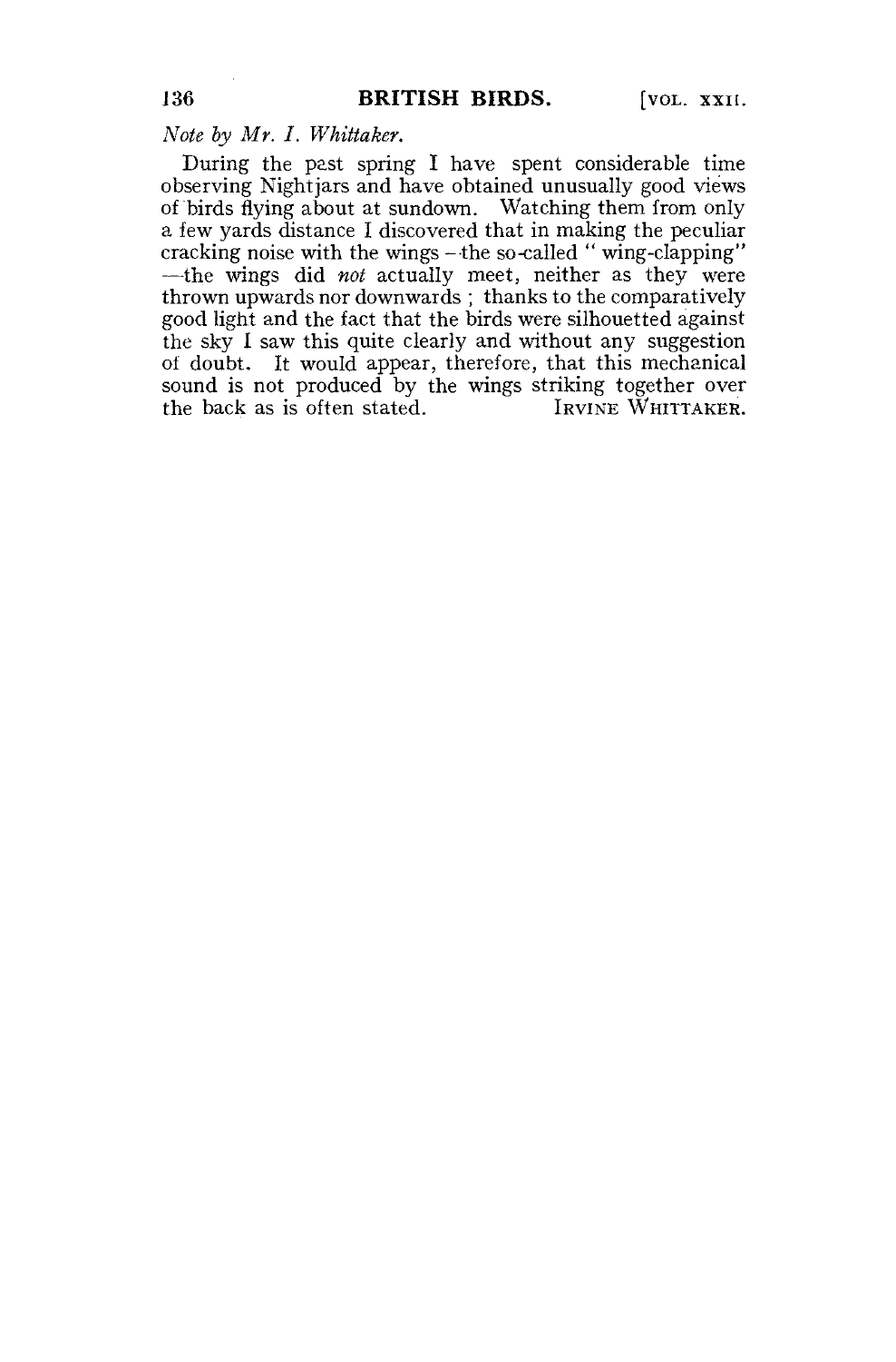*Note by Mr. I. Whittaker.*

During the past spring I have spent considerable time observing Nightjars and have obtained unusually good views of birds flying about at sundown. Watching them from only a few yards distance I discovered that in making the peculiar cracking noise with the wings – the so-called " wing-clapping" —the wings did *not* actually meet, neither as they were thrown upwards nor downwards ; thanks to the comparatively good light and the fact that the birds were silhouetted against the sky I saw this quite clearly and without any suggestion of doubt. It would appear, therefore, that this mechanical sound is not produced by the wings striking together over the back as is often stated. IRVINE WHITTAKER.